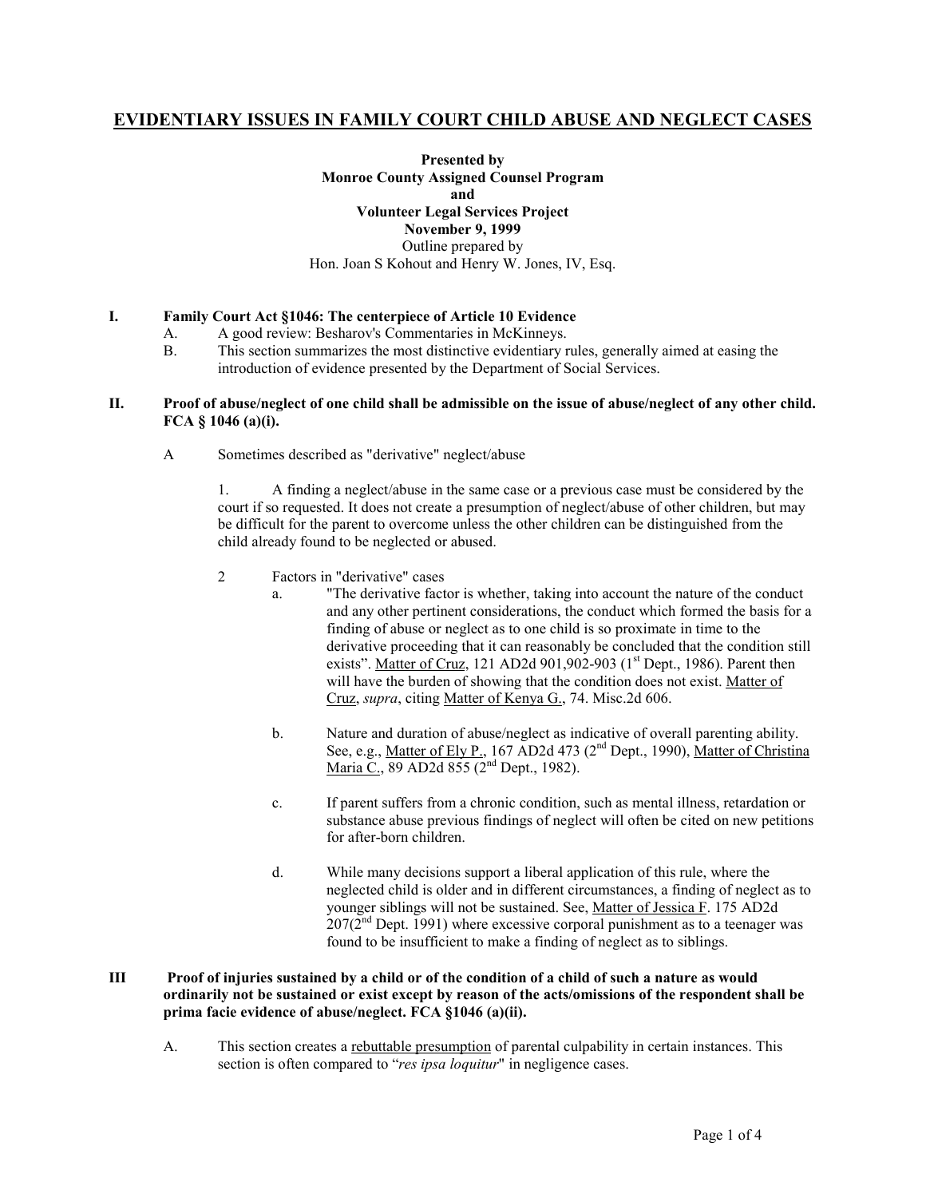# EVIDENTIARY ISSUES IN FAMILY COURT CHILD ABUSE AND NEGLECT CASES

**Presented by**
**Monroe County Assigned Counsel Program**
**and**
**Volunteer Legal Services Project**
**November 9, 1999**
Outline prepared by
Hon. Joan S Kohout and Henry W. Jones, IV, Esq.

## I. Family Court Act §1046: The centerpiece of Article 10 Evidence

A. A good review: Besharov's Commentaries in McKinneys.

B. This section summarizes the most distinctive evidentiary rules, generally aimed at easing the introduction of evidence presented by the Department of Social Services.

## II. Proof of abuse/neglect of one child shall be admissible on the issue of abuse/neglect of any other child. FCA § 1046 (a)(i).

A Sometimes described as "derivative" neglect/abuse

1. A finding a neglect/abuse in the same case or a previous case must be considered by the court if so requested. It does not create a presumption of neglect/abuse of other children, but may be difficult for the parent to overcome unless the other children can be distinguished from the child already found to be neglected or abused.

2 Factors in "derivative" cases

a. "The derivative factor is whether, taking into account the nature of the conduct and any other pertinent considerations, the conduct which formed the basis for a finding of abuse or neglect as to one child is so proximate in time to the derivative proceeding that it can reasonably be concluded that the condition still exists". Matter of Cruz, 121 AD2d 901,902-903 (1st Dept., 1986). Parent then will have the burden of showing that the condition does not exist. Matter of Cruz, *supra*, citing Matter of Kenya G., 74. Misc.2d 606.

b. Nature and duration of abuse/neglect as indicative of overall parenting ability. See, e.g., Matter of Ely P., 167 AD2d 473 (2nd Dept., 1990), Matter of Christina Maria C., 89 AD2d 855 (2nd Dept., 1982).

c. If parent suffers from a chronic condition, such as mental illness, retardation or substance abuse previous findings of neglect will often be cited on new petitions for after-born children.

d. While many decisions support a liberal application of this rule, where the neglected child is older and in different circumstances, a finding of neglect as to younger siblings will not be sustained. See, Matter of Jessica F. 175 AD2d 207(2nd Dept. 1991) where excessive corporal punishment as to a teenager was found to be insufficient to make a finding of neglect as to siblings.

## III Proof of injuries sustained by a child or of the condition of a child of such a nature as would ordinarily not be sustained or exist except by reason of the acts/omissions of the respondent shall be prima facie evidence of abuse/neglect. FCA §1046 (a)(ii).

A. This section creates a rebuttable presumption of parental culpability in certain instances. This section is often compared to "*res ipsa loquitur*" in negligence cases.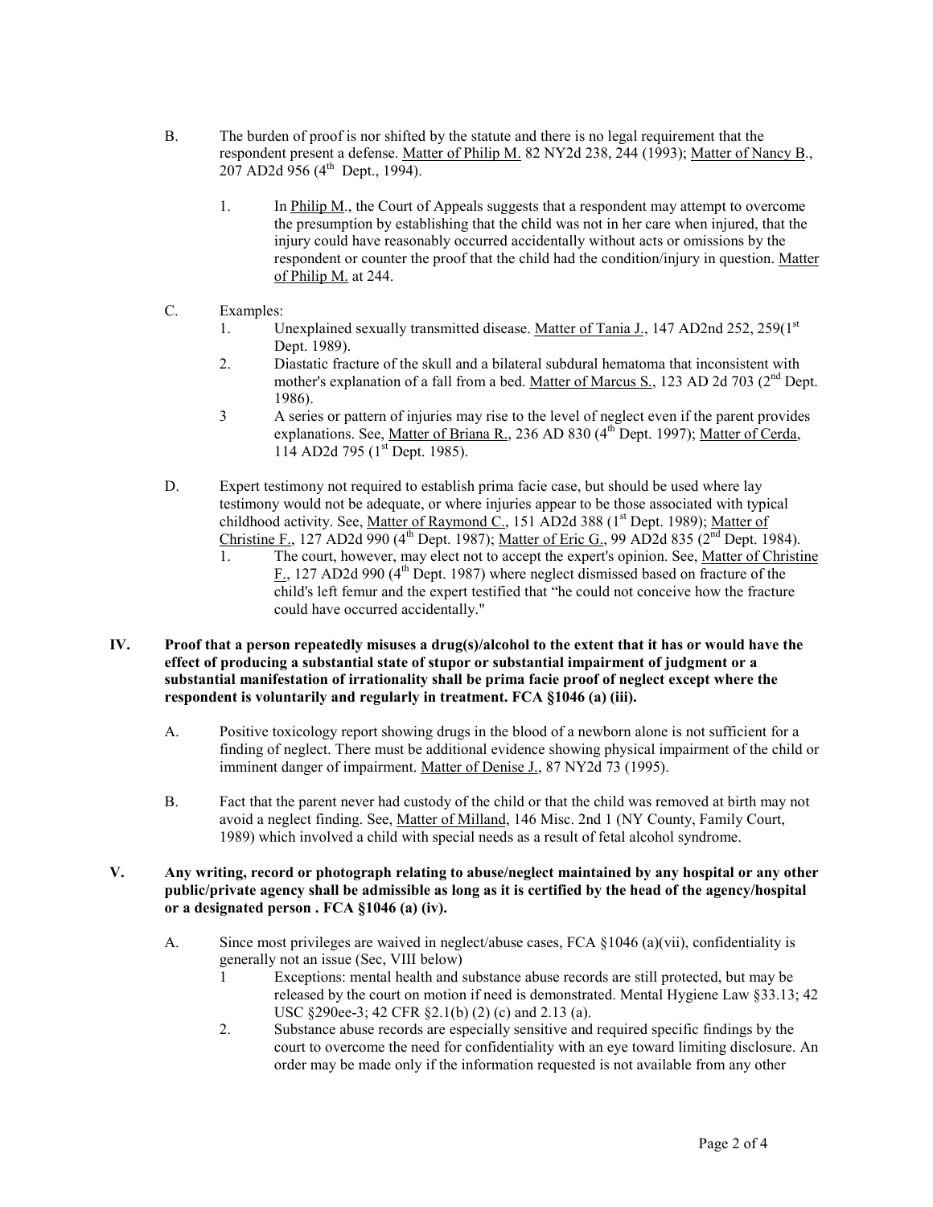B. The burden of proof is nor shifted by the statute and there is no legal requirement that the respondent present a defense. Matter of Philip M. 82 NY2d 238, 244 (1993); Matter of Nancy B., 207 AD2d 956 (4th Dept., 1994).

1. In Philip M., the Court of Appeals suggests that a respondent may attempt to overcome the presumption by establishing that the child was not in her care when injured, that the injury could have reasonably occurred accidentally without acts or omissions by the respondent or counter the proof that the child had the condition/injury in question. Matter of Philip M. at 244.

C. Examples:

1. Unexplained sexually transmitted disease. Matter of Tania J., 147 AD2nd 252, 259(1st Dept. 1989).
2. Diastatic fracture of the skull and a bilateral subdural hematoma that inconsistent with mother's explanation of a fall from a bed. Matter of Marcus S., 123 AD 2d 703 (2nd Dept. 1986).
3. A series or pattern of injuries may rise to the level of neglect even if the parent provides explanations. See, Matter of Briana R., 236 AD 830 (4th Dept. 1997); Matter of Cerda, 114 AD2d 795 (1st Dept. 1985).

D. Expert testimony not required to establish prima facie case, but should be used where lay testimony would not be adequate, or where injuries appear to be those associated with typical childhood activity. See, Matter of Raymond C., 151 AD2d 388 (1st Dept. 1989); Matter of Christine F., 127 AD2d 990 (4th Dept. 1987); Matter of Eric G., 99 AD2d 835 (2nd Dept. 1984).

1. The court, however, may elect not to accept the expert's opinion. See, Matter of Christine F., 127 AD2d 990 (4th Dept. 1987) where neglect dismissed based on fracture of the child's left femur and the expert testified that "he could not conceive how the fracture could have occurred accidentally."

**IV. Proof that a person repeatedly misuses a drug(s)/alcohol to the extent that it has or would have the effect of producing a substantial state of stupor or substantial impairment of judgment or a substantial manifestation of irrationality shall be prima facie proof of neglect except where the respondent is voluntarily and regularly in treatment. FCA §1046 (a) (iii).**

A. Positive toxicology report showing drugs in the blood of a newborn alone is not sufficient for a finding of neglect. There must be additional evidence showing physical impairment of the child or imminent danger of impairment. Matter of Denise J., 87 NY2d 73 (1995).

B. Fact that the parent never had custody of the child or that the child was removed at birth may not avoid a neglect finding. See, Matter of Milland, 146 Misc. 2nd 1 (NY County, Family Court, 1989) which involved a child with special needs as a result of fetal alcohol syndrome.

**V. Any writing, record or photograph relating to abuse/neglect maintained by any hospital or any other public/private agency shall be admissible as long as it is certified by the head of the agency/hospital or a designated person . FCA §1046 (a) (iv).**

A. Since most privileges are waived in neglect/abuse cases, FCA §1046 (a)(vii), confidentiality is generally not an issue (Sec, VIII below)

1 Exceptions: mental health and substance abuse records are still protected, but may be released by the court on motion if need is demonstrated. Mental Hygiene Law §33.13; 42 USC §290ee-3; 42 CFR §2.1(b) (2) (c) and 2.13 (a).

2. Substance abuse records are especially sensitive and required specific findings by the court to overcome the need for confidentiality with an eye toward limiting disclosure. An order may be made only if the information requested is not available from any other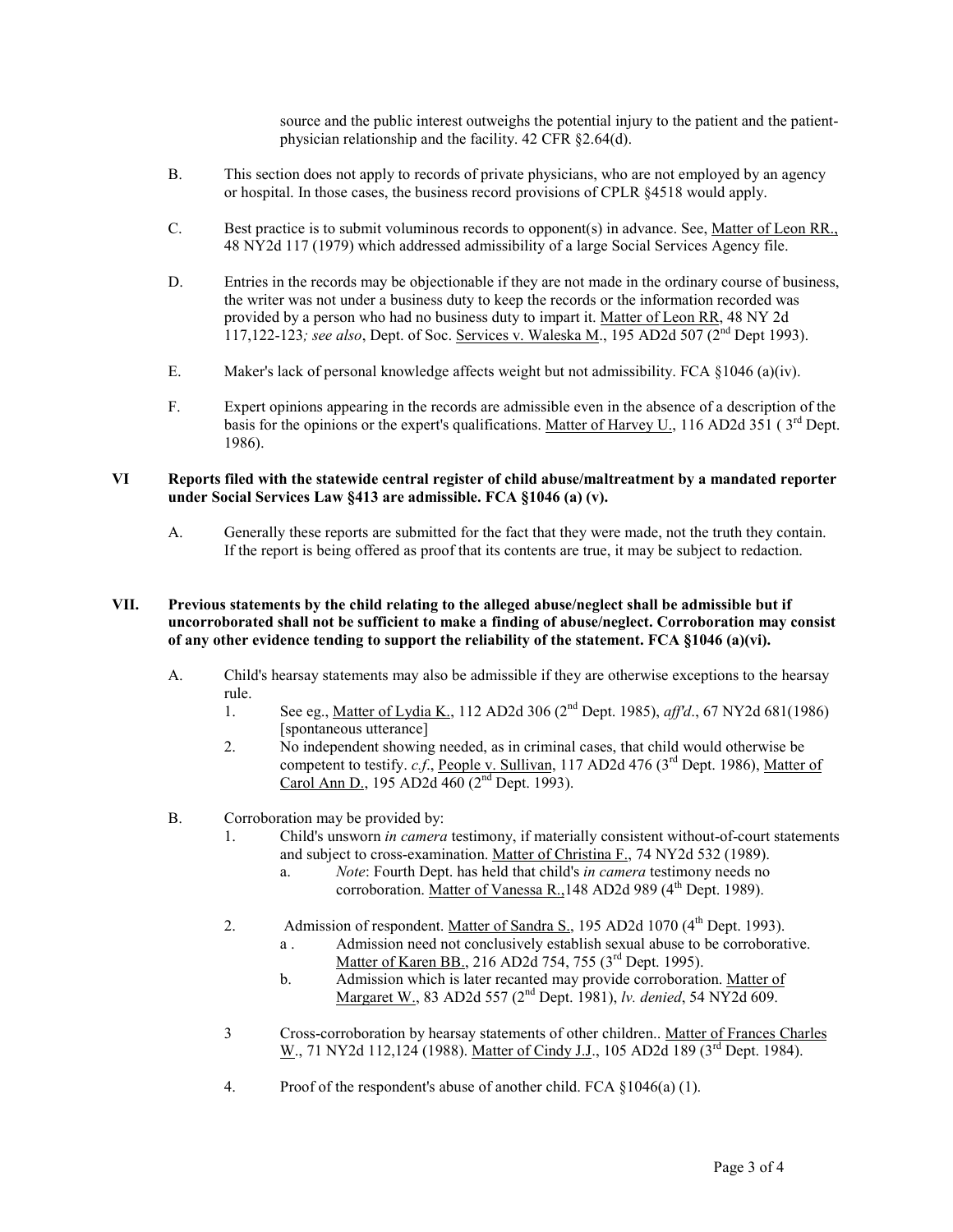source and the public interest outweighs the potential injury to the patient and the patient-physician relationship and the facility. 42 CFR §2.64(d).

B. This section does not apply to records of private physicians, who are not employed by an agency or hospital. In those cases, the business record provisions of CPLR §4518 would apply.

C. Best practice is to submit voluminous records to opponent(s) in advance. See, Matter of Leon RR., 48 NY2d 117 (1979) which addressed admissibility of a large Social Services Agency file.

D. Entries in the records may be objectionable if they are not made in the ordinary course of business, the writer was not under a business duty to keep the records or the information recorded was provided by a person who had no business duty to impart it. Matter of Leon RR, 48 NY 2d 117,122-123*; see also*, Dept. of Soc. Services v. Waleska M., 195 AD2d 507 (2nd Dept 1993).

E. Maker's lack of personal knowledge affects weight but not admissibility. FCA §1046 (a)(iv).

F. Expert opinions appearing in the records are admissible even in the absence of a description of the basis for the opinions or the expert's qualifications. Matter of Harvey U., 116 AD2d 351 ( 3rd Dept. 1986).

**VI Reports filed with the statewide central register of child abuse/maltreatment by a mandated reporter under Social Services Law §413 are admissible. FCA §1046 (a) (v).**

A. Generally these reports are submitted for the fact that they were made, not the truth they contain. If the report is being offered as proof that its contents are true, it may be subject to redaction.

**VII. Previous statements by the child relating to the alleged abuse/neglect shall be admissible but if uncorroborated shall not be sufficient to make a finding of abuse/neglect. Corroboration may consist of any other evidence tending to support the reliability of the statement. FCA §1046 (a)(vi).**

A. Child's hearsay statements may also be admissible if they are otherwise exceptions to the hearsay rule.
   1. See eg., Matter of Lydia K., 112 AD2d 306 (2nd Dept. 1985), *aff'd*., 67 NY2d 681(1986) [spontaneous utterance]
   2. No independent showing needed, as in criminal cases, that child would otherwise be competent to testify. *c.f.*, People v. Sullivan, 117 AD2d 476 (3rd Dept. 1986), Matter of Carol Ann D., 195 AD2d 460 (2nd Dept. 1993).

B. Corroboration may be provided by:
   1. Child's unsworn *in camera* testimony, if materially consistent without-of-court statements and subject to cross-examination. Matter of Christina F., 74 NY2d 532 (1989).
      a. *Note*: Fourth Dept. has held that child's *in camera* testimony needs no corroboration. Matter of Vanessa R.,148 AD2d 989 (4th Dept. 1989).
   2. Admission of respondent. Matter of Sandra S., 195 AD2d 1070 (4th Dept. 1993).
      a . Admission need not conclusively establish sexual abuse to be corroborative. Matter of Karen BB., 216 AD2d 754, 755 (3rd Dept. 1995).
      b. Admission which is later recanted may provide corroboration. Matter of Margaret W., 83 AD2d 557 (2nd Dept. 1981), *lv. denied*, 54 NY2d 609.
   3 Cross-corroboration by hearsay statements of other children.. Matter of Frances Charles W., 71 NY2d 112,124 (1988). Matter of Cindy J.J., 105 AD2d 189 (3rd Dept. 1984).
   4. Proof of the respondent's abuse of another child. FCA §1046(a) (1).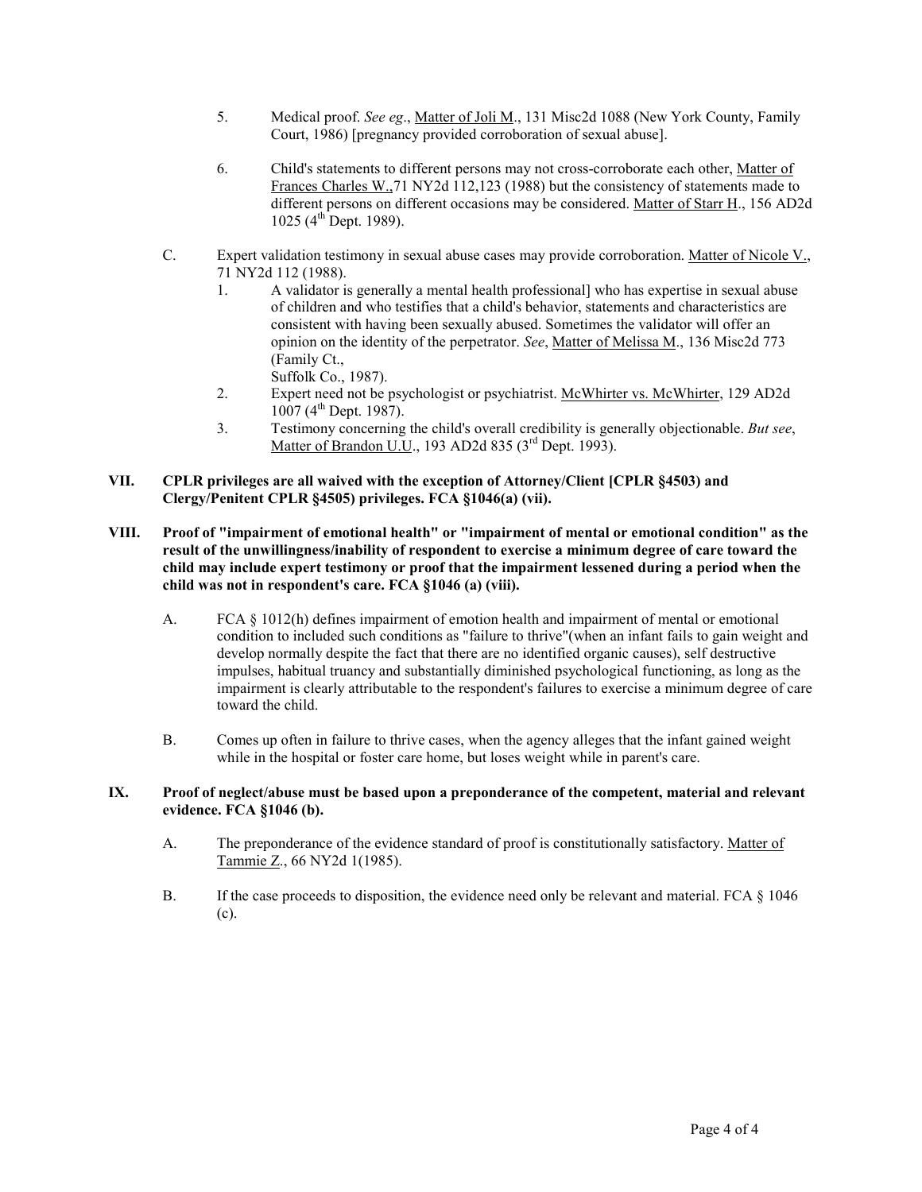5. Medical proof. *See eg*., Matter of Joli M., 131 Misc2d 1088 (New York County, Family Court, 1986) [pregnancy provided corroboration of sexual abuse].

6. Child's statements to different persons may not cross-corroborate each other, Matter of Frances Charles W.,71 NY2d 112,123 (1988) but the consistency of statements made to different persons on different occasions may be considered. Matter of Starr H., 156 AD2d 1025 (4th Dept. 1989).

C. Expert validation testimony in sexual abuse cases may provide corroboration. Matter of Nicole V., 71 NY2d 112 (1988).

1. A validator is generally a mental health professional] who has expertise in sexual abuse of children and who testifies that a child's behavior, statements and characteristics are consistent with having been sexually abused. Sometimes the validator will offer an opinion on the identity of the perpetrator. *See*, Matter of Melissa M., 136 Misc2d 773 (Family Ct., Suffolk Co., 1987).
2. Expert need not be psychologist or psychiatrist. McWhirter vs. McWhirter, 129 AD2d 1007 (4th Dept. 1987).
3. Testimony concerning the child's overall credibility is generally objectionable. *But see*, Matter of Brandon U.U., 193 AD2d 835 (3rd Dept. 1993).

**VII. CPLR privileges are all waived with the exception of Attorney/Client [CPLR §4503) and Clergy/Penitent CPLR §4505) privileges. FCA §1046(a) (vii).**

**VIII. Proof of "impairment of emotional health" or "impairment of mental or emotional condition" as the result of the unwillingness/inability of respondent to exercise a minimum degree of care toward the child may include expert testimony or proof that the impairment lessened during a period when the child was not in respondent's care. FCA §1046 (a) (viii).**

A. FCA § 1012(h) defines impairment of emotion health and impairment of mental or emotional condition to included such conditions as "failure to thrive"(when an infant fails to gain weight and develop normally despite the fact that there are no identified organic causes), self destructive impulses, habitual truancy and substantially diminished psychological functioning, as long as the impairment is clearly attributable to the respondent's failures to exercise a minimum degree of care toward the child.

B. Comes up often in failure to thrive cases, when the agency alleges that the infant gained weight while in the hospital or foster care home, but loses weight while in parent's care.

**IX. Proof of neglect/abuse must be based upon a preponderance of the competent, material and relevant evidence. FCA §1046 (b).**

A. The preponderance of the evidence standard of proof is constitutionally satisfactory. Matter of Tammie Z., 66 NY2d 1(1985).

B. If the case proceeds to disposition, the evidence need only be relevant and material. FCA § 1046 (c).